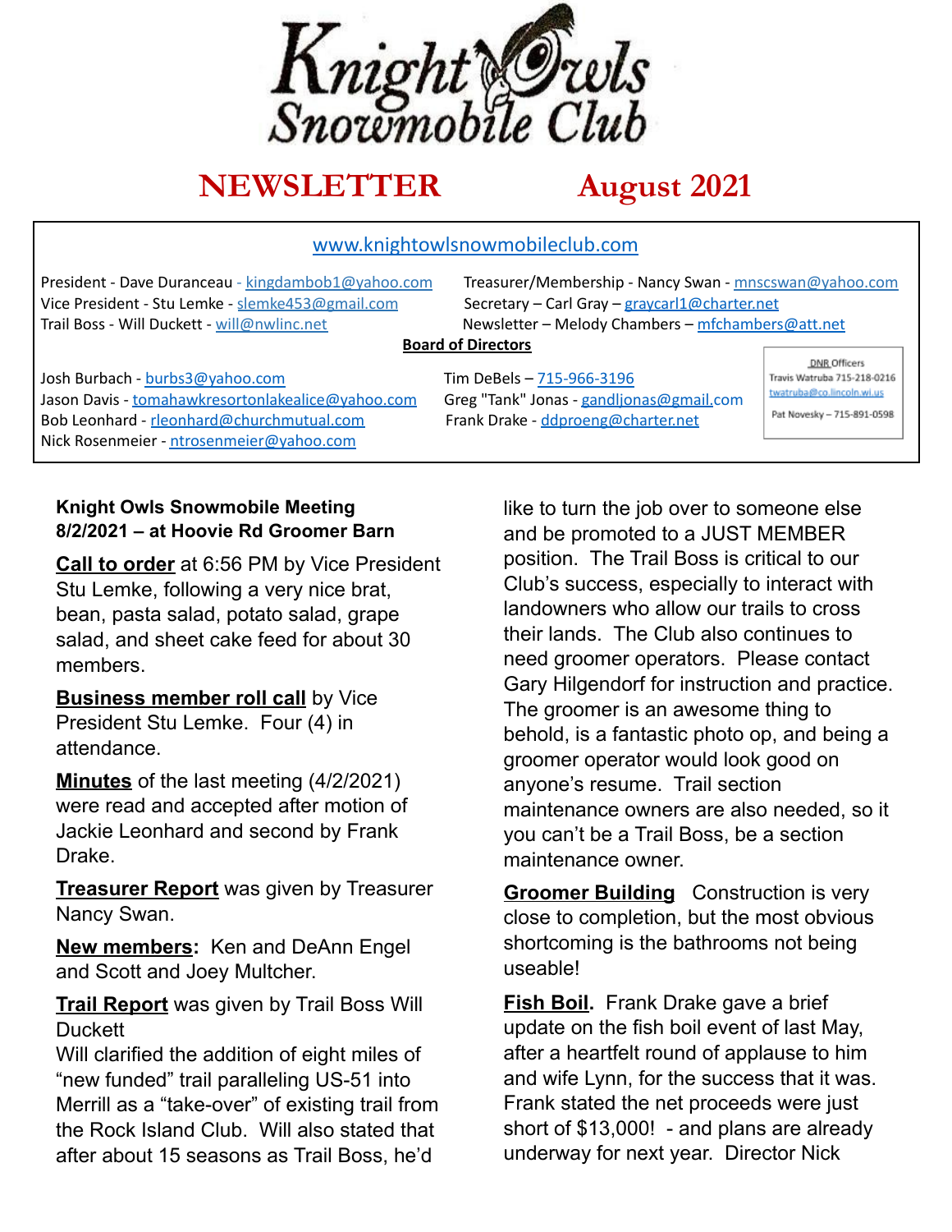# Knight Owls Snowmobile Club

## NEWSLETTER August 2021

www.knightowlsnowmobileclub.com

President - Dave Duranceau - kingdambob1@yahoo.com
Vice President - Stu Lemke - slemke453@gmail.com
Trail Boss - Will Duckett - will@nwlinc.net
Treasurer/Membership - Nancy Swan - mnscswan@yahoo.com
Secretary – Carl Gray – graycarl1@charter.net
Newsletter – Melody Chambers – mfchambers@att.net

**Board of Directors**

Josh Burbach - burbs3@yahoo.com
Jason Davis - tomahawkresortonlakealice@yahoo.com
Bob Leonhard - rleonhard@churchmutual.com
Nick Rosenmeier - ntrosenmeier@yahoo.com
Tim DeBels – 715-966-3196
Greg "Tank" Jonas - gandljonas@gmail.com
Frank Drake - ddproeng@charter.net

DNR Officers
Travis Watruba 715-218-0216
twatruba@co.lincoln.wi.us
Pat Novesky – 715-891-0598

**Knight Owls Snowmobile Meeting 8/2/2021 – at Hoovie Rd Groomer Barn**

**Call to order** at 6:56 PM by Vice President Stu Lemke, following a very nice brat, bean, pasta salad, potato salad, grape salad, and sheet cake feed for about 30 members.

**Business member roll call** by Vice President Stu Lemke. Four (4) in attendance.

**Minutes** of the last meeting (4/2/2021) were read and accepted after motion of Jackie Leonhard and second by Frank Drake.

**Treasurer Report** was given by Treasurer Nancy Swan.

**New members:** Ken and DeAnn Engel and Scott and Joey Multcher.

**Trail Report** was given by Trail Boss Will Duckett
Will clarified the addition of eight miles of "new funded" trail paralleling US-51 into Merrill as a "take-over" of existing trail from the Rock Island Club. Will also stated that after about 15 seasons as Trail Boss, he'd like to turn the job over to someone else and be promoted to a JUST MEMBER position. The Trail Boss is critical to our Club's success, especially to interact with landowners who allow our trails to cross their lands. The Club also continues to need groomer operators. Please contact Gary Hilgendorf for instruction and practice. The groomer is an awesome thing to behold, is a fantastic photo op, and being a groomer operator would look good on anyone's resume. Trail section maintenance owners are also needed, so it you can't be a Trail Boss, be a section maintenance owner.

**Groomer Building** Construction is very close to completion, but the most obvious shortcoming is the bathrooms not being useable!

**Fish Boil.** Frank Drake gave a brief update on the fish boil event of last May, after a heartfelt round of applause to him and wife Lynn, for the success that it was. Frank stated the net proceeds were just short of $13,000! - and plans are already underway for next year. Director Nick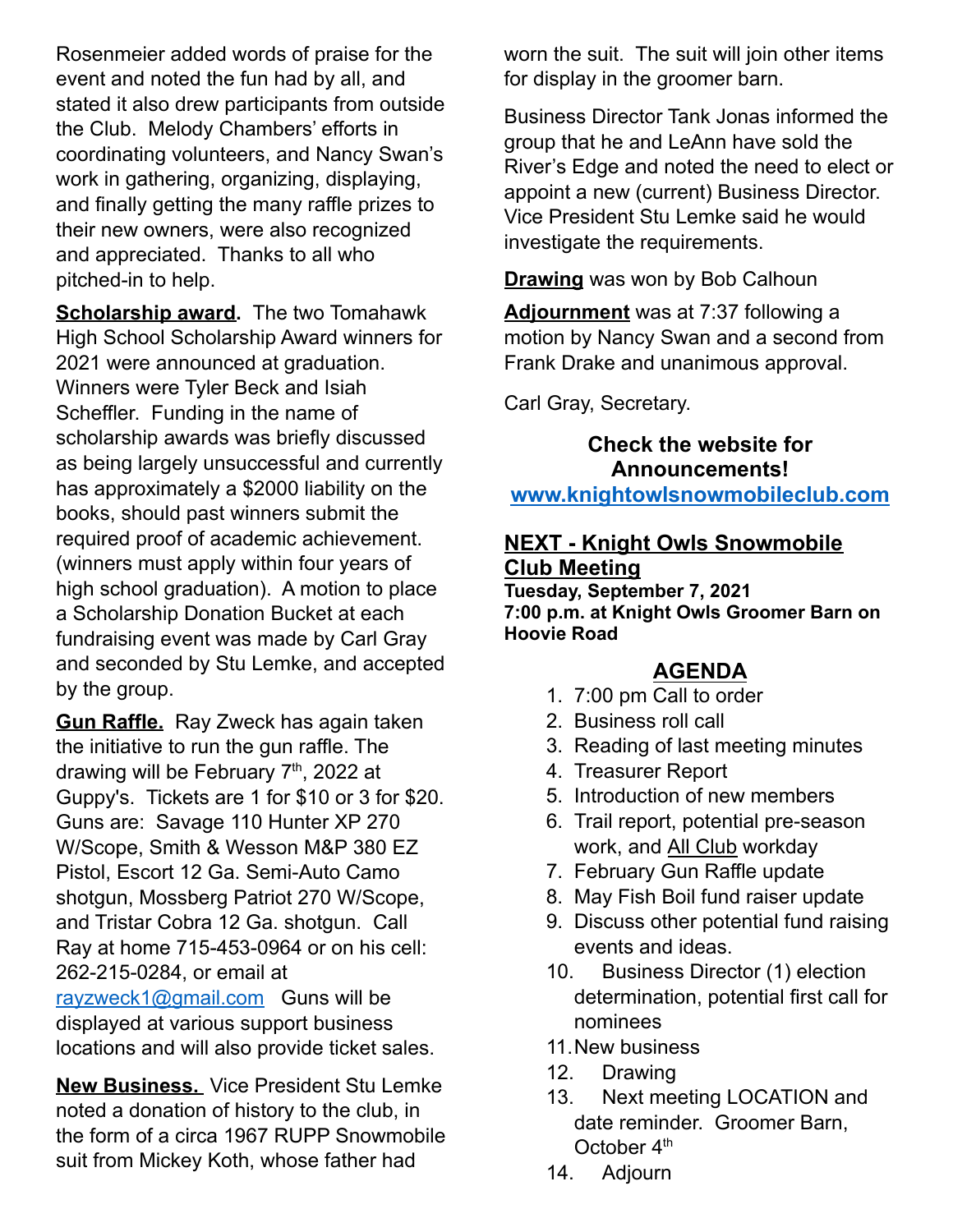Rosenmeier added words of praise for the event and noted the fun had by all, and stated it also drew participants from outside the Club. Melody Chambers' efforts in coordinating volunteers, and Nancy Swan's work in gathering, organizing, displaying, and finally getting the many raffle prizes to their new owners, were also recognized and appreciated. Thanks to all who pitched-in to help.

**Scholarship award.** The two Tomahawk High School Scholarship Award winners for 2021 were announced at graduation. Winners were Tyler Beck and Isiah Scheffler. Funding in the name of scholarship awards was briefly discussed as being largely unsuccessful and currently has approximately a $2000 liability on the books, should past winners submit the required proof of academic achievement. (winners must apply within four years of high school graduation). A motion to place a Scholarship Donation Bucket at each fundraising event was made by Carl Gray and seconded by Stu Lemke, and accepted by the group.

**Gun Raffle.** Ray Zweck has again taken the initiative to run the gun raffle. The drawing will be February 7th, 2022 at Guppy's. Tickets are 1 for $10 or 3 for $20. Guns are: Savage 110 Hunter XP 270 W/Scope, Smith & Wesson M&P 380 EZ Pistol, Escort 12 Ga. Semi-Auto Camo shotgun, Mossberg Patriot 270 W/Scope, and Tristar Cobra 12 Ga. shotgun. Call Ray at home 715-453-0964 or on his cell: 262-215-0284, or email at rayzweck1@gmail.com Guns will be displayed at various support business locations and will also provide ticket sales.

**New Business.** Vice President Stu Lemke noted a donation of history to the club, in the form of a circa 1967 RUPP Snowmobile suit from Mickey Koth, whose father had worn the suit. The suit will join other items for display in the groomer barn.

Business Director Tank Jonas informed the group that he and LeAnn have sold the River's Edge and noted the need to elect or appoint a new (current) Business Director. Vice President Stu Lemke said he would investigate the requirements.

**Drawing** was won by Bob Calhoun

**Adjournment** was at 7:37 following a motion by Nancy Swan and a second from Frank Drake and unanimous approval.

Carl Gray, Secretary.

**Check the website for Announcements!**
**www.knightowlsnowmobileclub.com**

## NEXT - Knight Owls Snowmobile Club Meeting

**Tuesday, September 7, 2021**
**7:00 p.m. at Knight Owls Groomer Barn on Hoovie Road**

### AGENDA

1. 7:00 pm Call to order
2. Business roll call
3. Reading of last meeting minutes
4. Treasurer Report
5. Introduction of new members
6. Trail report, potential pre-season work, and All Club workday
7. February Gun Raffle update
8. May Fish Boil fund raiser update
9. Discuss other potential fund raising events and ideas.
10. Business Director (1) election determination, potential first call for nominees
11. New business
12. Drawing
13. Next meeting LOCATION and date reminder. Groomer Barn, October 4th
14. Adjourn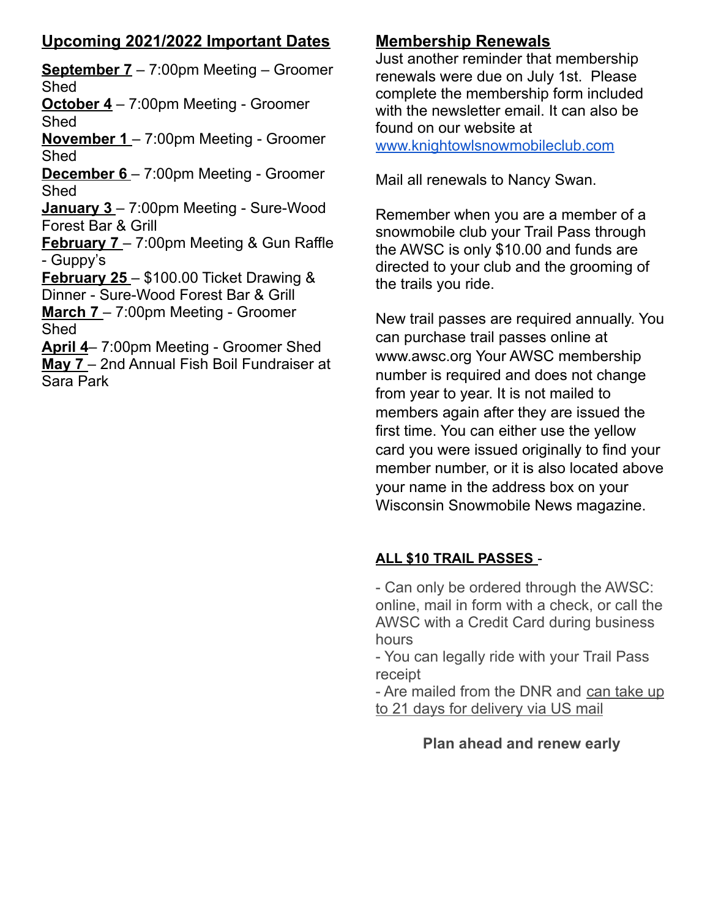## Upcoming 2021/2022 Important Dates

**September 7** – 7:00pm Meeting – Groomer Shed
**October 4** – 7:00pm Meeting - Groomer Shed
**November 1** – 7:00pm Meeting - Groomer Shed
**December 6** – 7:00pm Meeting - Groomer Shed
**January 3** – 7:00pm Meeting - Sure-Wood Forest Bar & Grill
**February 7** – 7:00pm Meeting & Gun Raffle - Guppy's
**February 25** – $100.00 Ticket Drawing & Dinner - Sure-Wood Forest Bar & Grill
**March 7** – 7:00pm Meeting - Groomer Shed
**April 4**– 7:00pm Meeting - Groomer Shed
**May 7** – 2nd Annual Fish Boil Fundraiser at Sara Park

## Membership Renewals

Just another reminder that membership renewals were due on July 1st. Please complete the membership form included with the newsletter email. It can also be found on our website at [www.knightowlsnowmobileclub.com](http://www.knightowlsnowmobileclub.com)

Mail all renewals to Nancy Swan.

Remember when you are a member of a snowmobile club your Trail Pass through the AWSC is only $10.00 and funds are directed to your club and the grooming of the trails you ride.

New trail passes are required annually. You can purchase trail passes online at www.awsc.org Your AWSC membership number is required and does not change from year to year. It is not mailed to members again after they are issued the first time. You can either use the yellow card you were issued originally to find your member number, or it is also located above your name in the address box on your Wisconsin Snowmobile News magazine.

**ALL $10 TRAIL PASSES** -

- Can only be ordered through the AWSC: online, mail in form with a check, or call the AWSC with a Credit Card during business hours
- You can legally ride with your Trail Pass receipt
- Are mailed from the DNR and can take up to 21 days for delivery via US mail

**Plan ahead and renew early**